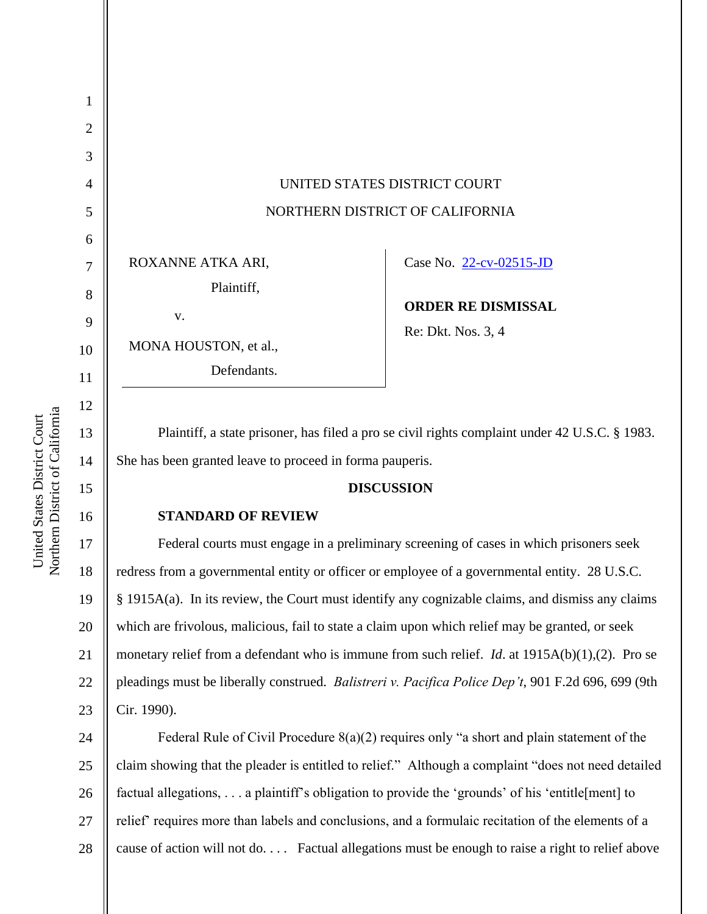UNITED STATES DISTRICT COURT

NORTHERN DISTRICT OF CALIFORNIA

ROXANNE ATKA ARI,

Plaintiff,

v.

MONA HOUSTON, et al.,

Defendants.

Case No. 22-cv-02515-JD

**ORDER RE DISMISSAL**

Re: Dkt. Nos. 3, 4

Plaintiff, a state prisoner, has filed a pro se civil rights complaint under 42 U.S.C. § 1983. She has been granted leave to proceed in forma pauperis.

**DISCUSSION**

**STANDARD OF REVIEW**

Federal courts must engage in a preliminary screening of cases in which prisoners seek redress from a governmental entity or officer or employee of a governmental entity. 28 U.S.C. § 1915A(a). In its review, the Court must identify any cognizable claims, and dismiss any claims which are frivolous, malicious, fail to state a claim upon which relief may be granted, or seek monetary relief from a defendant who is immune from such relief. *Id*. at 1915A(b)(1),(2). Pro se pleadings must be liberally construed. *Balistreri v. Pacifica Police Dep't*, 901 F.2d 696, 699 (9th Cir. 1990).

Federal Rule of Civil Procedure 8(a)(2) requires only "a short and plain statement of the claim showing that the pleader is entitled to relief." Although a complaint "does not need detailed factual allegations, . . . a plaintiff's obligation to provide the 'grounds' of his 'entitle[ment] to relief' requires more than labels and conclusions, and a formulaic recitation of the elements of a cause of action will not do. . . . Factual allegations must be enough to raise a right to relief above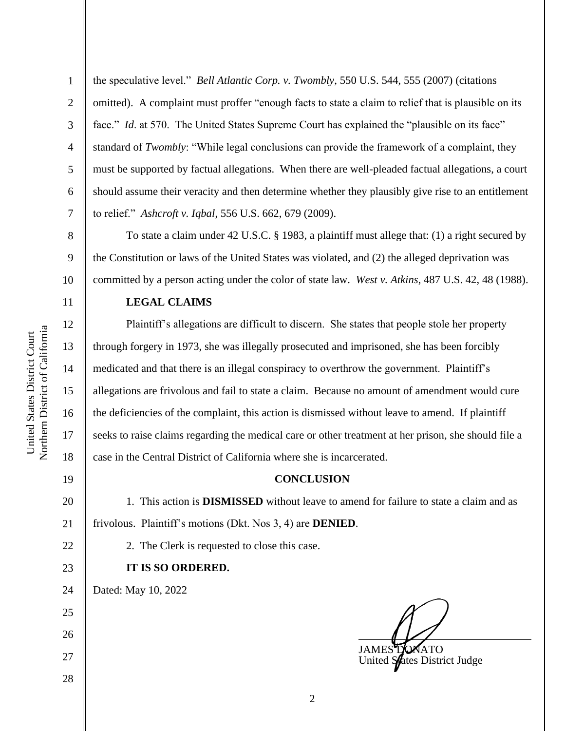the speculative level." *Bell Atlantic Corp. v. Twombly*, 550 U.S. 544, 555 (2007) (citations omitted). A complaint must proffer "enough facts to state a claim to relief that is plausible on its face." *Id*. at 570. The United States Supreme Court has explained the "plausible on its face" standard of *Twombly*: "While legal conclusions can provide the framework of a complaint, they must be supported by factual allegations. When there are well-pleaded factual allegations, a court should assume their veracity and then determine whether they plausibly give rise to an entitlement to relief." *Ashcroft v. Iqbal*, 556 U.S. 662, 679 (2009).

To state a claim under 42 U.S.C. § 1983, a plaintiff must allege that: (1) a right secured by the Constitution or laws of the United States was violated, and (2) the alleged deprivation was committed by a person acting under the color of state law. *West v. Atkins*, 487 U.S. 42, 48 (1988).

**LEGAL CLAIMS**

Plaintiff's allegations are difficult to discern. She states that people stole her property through forgery in 1973, she was illegally prosecuted and imprisoned, she has been forcibly medicated and that there is an illegal conspiracy to overthrow the government. Plaintiff's allegations are frivolous and fail to state a claim. Because no amount of amendment would cure the deficiencies of the complaint, this action is dismissed without leave to amend. If plaintiff seeks to raise claims regarding the medical care or other treatment at her prison, she should file a case in the Central District of California where she is incarcerated.

**CONCLUSION**

1. This action is **DISMISSED** without leave to amend for failure to state a claim and as frivolous. Plaintiff's motions (Dkt. Nos 3, 4) are **DENIED**.

2. The Clerk is requested to close this case.

**IT IS SO ORDERED.**

Dated: May 10, 2022

JAMES DONATO
United States District Judge